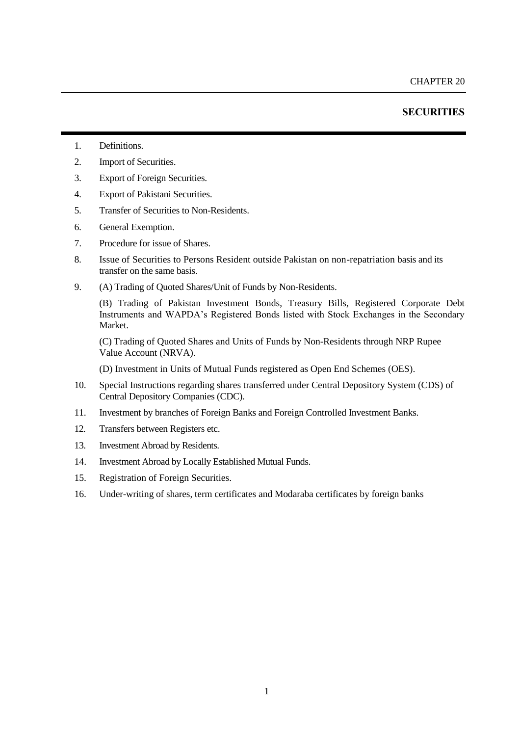CHAPTER 20

# SECURITIES

1. Definitions.
2. Import of Securities.
3. Export of Foreign Securities.
4. Export of Pakistani Securities.
5. Transfer of Securities to Non-Residents.
6. General Exemption.
7. Procedure for issue of Shares.
8. Issue of Securities to Persons Resident outside Pakistan on non-repatriation basis and its transfer on the same basis.
9. (A) Trading of Quoted Shares/Unit of Funds by Non-Residents.

   (B) Trading of Pakistan Investment Bonds, Treasury Bills, Registered Corporate Debt Instruments and WAPDA's Registered Bonds listed with Stock Exchanges in the Secondary Market.

   (C) Trading of Quoted Shares and Units of Funds by Non-Residents through NRP Rupee Value Account (NRVA).

   (D) Investment in Units of Mutual Funds registered as Open End Schemes (OES).
10. Special Instructions regarding shares transferred under Central Depository System (CDS) of Central Depository Companies (CDC).
11. Investment by branches of Foreign Banks and Foreign Controlled Investment Banks.
12. Transfers between Registers etc.
13. Investment Abroad by Residents.
14. Investment Abroad by Locally Established Mutual Funds.
15. Registration of Foreign Securities.
16. Under-writing of shares, term certificates and Modaraba certificates by foreign banks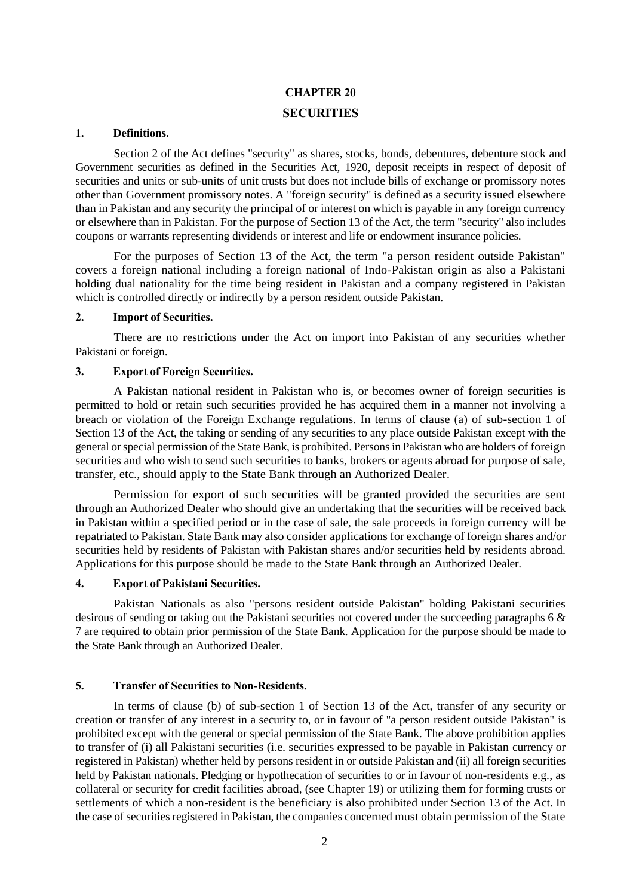# CHAPTER 20

## SECURITIES

### 1. Definitions.

Section 2 of the Act defines "security" as shares, stocks, bonds, debentures, debenture stock and Government securities as defined in the Securities Act, 1920, deposit receipts in respect of deposit of securities and units or sub-units of unit trusts but does not include bills of exchange or promissory notes other than Government promissory notes. A "foreign security" is defined as a security issued elsewhere than in Pakistan and any security the principal of or interest on which is payable in any foreign currency or elsewhere than in Pakistan. For the purpose of Section 13 of the Act, the term "security" also includes coupons or warrants representing dividends or interest and life or endowment insurance policies.

For the purposes of Section 13 of the Act, the term "a person resident outside Pakistan" covers a foreign national including a foreign national of Indo-Pakistan origin as also a Pakistani holding dual nationality for the time being resident in Pakistan and a company registered in Pakistan which is controlled directly or indirectly by a person resident outside Pakistan.

### 2. Import of Securities.

There are no restrictions under the Act on import into Pakistan of any securities whether Pakistani or foreign.

### 3. Export of Foreign Securities.

A Pakistan national resident in Pakistan who is, or becomes owner of foreign securities is permitted to hold or retain such securities provided he has acquired them in a manner not involving a breach or violation of the Foreign Exchange regulations. In terms of clause (a) of sub-section 1 of Section 13 of the Act, the taking or sending of any securities to any place outside Pakistan except with the general or special permission of the State Bank, is prohibited. Persons in Pakistan who are holders of foreign securities and who wish to send such securities to banks, brokers or agents abroad for purpose of sale, transfer, etc., should apply to the State Bank through an Authorized Dealer.

Permission for export of such securities will be granted provided the securities are sent through an Authorized Dealer who should give an undertaking that the securities will be received back in Pakistan within a specified period or in the case of sale, the sale proceeds in foreign currency will be repatriated to Pakistan. State Bank may also consider applications for exchange of foreign shares and/or securities held by residents of Pakistan with Pakistan shares and/or securities held by residents abroad. Applications for this purpose should be made to the State Bank through an Authorized Dealer.

### 4. Export of Pakistani Securities.

Pakistan Nationals as also "persons resident outside Pakistan" holding Pakistani securities desirous of sending or taking out the Pakistani securities not covered under the succeeding paragraphs 6 & 7 are required to obtain prior permission of the State Bank. Application for the purpose should be made to the State Bank through an Authorized Dealer.

### 5. Transfer of Securities to Non-Residents.

In terms of clause (b) of sub-section 1 of Section 13 of the Act, transfer of any security or creation or transfer of any interest in a security to, or in favour of "a person resident outside Pakistan" is prohibited except with the general or special permission of the State Bank. The above prohibition applies to transfer of (i) all Pakistani securities (i.e. securities expressed to be payable in Pakistan currency or registered in Pakistan) whether held by persons resident in or outside Pakistan and (ii) all foreign securities held by Pakistan nationals. Pledging or hypothecation of securities to or in favour of non-residents e.g., as collateral or security for credit facilities abroad, (see Chapter 19) or utilizing them for forming trusts or settlements of which a non-resident is the beneficiary is also prohibited under Section 13 of the Act. In the case of securities registered in Pakistan, the companies concerned must obtain permission of the State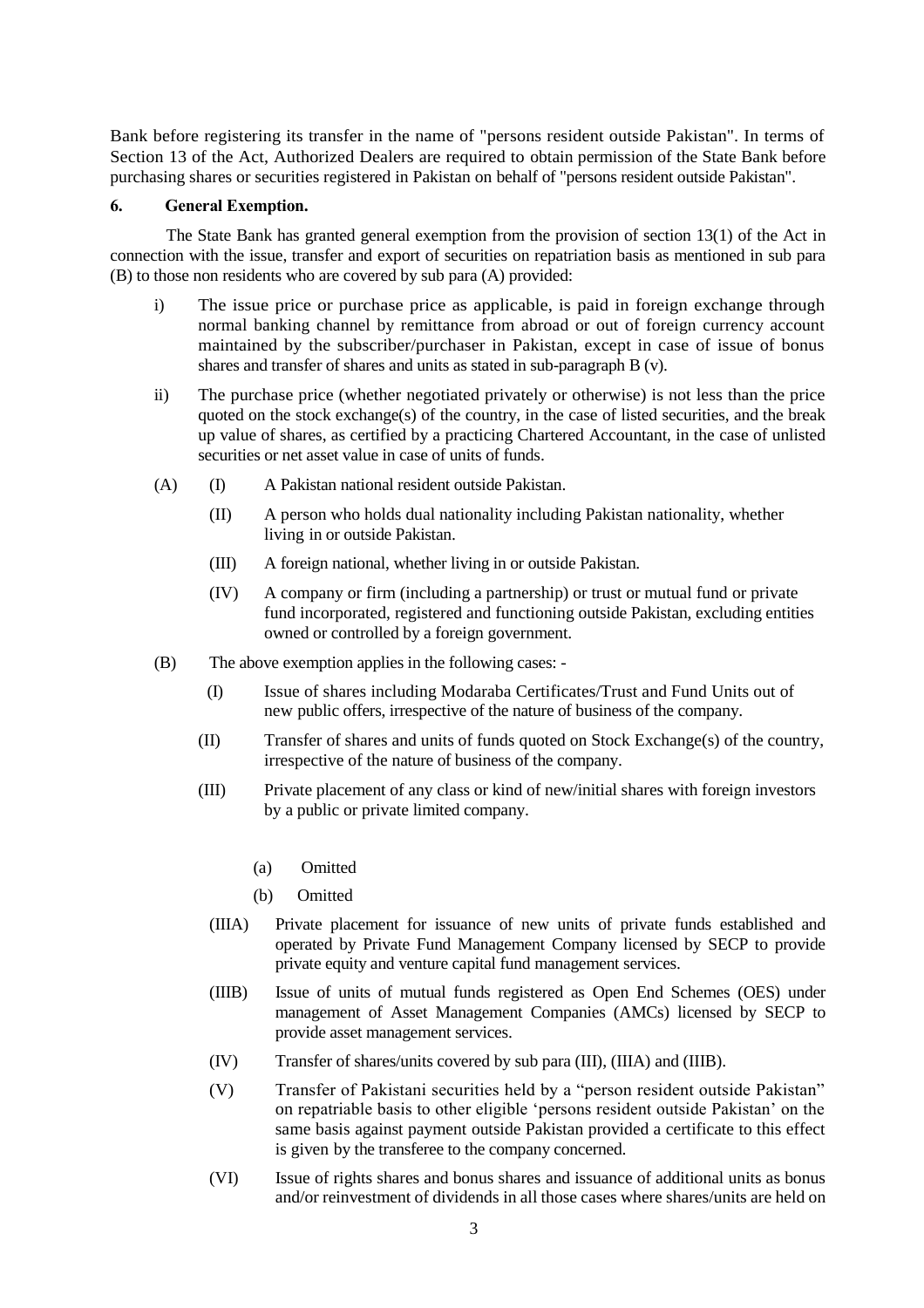Bank before registering its transfer in the name of "persons resident outside Pakistan". In terms of Section 13 of the Act, Authorized Dealers are required to obtain permission of the State Bank before purchasing shares or securities registered in Pakistan on behalf of "persons resident outside Pakistan".

**6. General Exemption.**

The State Bank has granted general exemption from the provision of section 13(1) of the Act in connection with the issue, transfer and export of securities on repatriation basis as mentioned in sub para (B) to those non residents who are covered by sub para (A) provided:

i) The issue price or purchase price as applicable, is paid in foreign exchange through normal banking channel by remittance from abroad or out of foreign currency account maintained by the subscriber/purchaser in Pakistan, except in case of issue of bonus shares and transfer of shares and units as stated in sub-paragraph B (v).

ii) The purchase price (whether negotiated privately or otherwise) is not less than the price quoted on the stock exchange(s) of the country, in the case of listed securities, and the break up value of shares, as certified by a practicing Chartered Accountant, in the case of unlisted securities or net asset value in case of units of funds.

(A)
- (I) A Pakistan national resident outside Pakistan.
- (II) A person who holds dual nationality including Pakistan nationality, whether living in or outside Pakistan.
- (III) A foreign national, whether living in or outside Pakistan.
- (IV) A company or firm (including a partnership) or trust or mutual fund or private fund incorporated, registered and functioning outside Pakistan, excluding entities owned or controlled by a foreign government.

(B) The above exemption applies in the following cases: -

- (I) Issue of shares including Modaraba Certificates/Trust and Fund Units out of new public offers, irrespective of the nature of business of the company.
- (II) Transfer of shares and units of funds quoted on Stock Exchange(s) of the country, irrespective of the nature of business of the company.
- (III) Private placement of any class or kind of new/initial shares with foreign investors by a public or private limited company.
  - (a) Omitted
  - (b) Omitted
- (IIIA) Private placement for issuance of new units of private funds established and operated by Private Fund Management Company licensed by SECP to provide private equity and venture capital fund management services.
- (IIIB) Issue of units of mutual funds registered as Open End Schemes (OES) under management of Asset Management Companies (AMCs) licensed by SECP to provide asset management services.
- (IV) Transfer of shares/units covered by sub para (III), (IIIA) and (IIIB).
- (V) Transfer of Pakistani securities held by a "person resident outside Pakistan" on repatriable basis to other eligible 'persons resident outside Pakistan' on the same basis against payment outside Pakistan provided a certificate to this effect is given by the transferee to the company concerned.
- (VI) Issue of rights shares and bonus shares and issuance of additional units as bonus and/or reinvestment of dividends in all those cases where shares/units are held on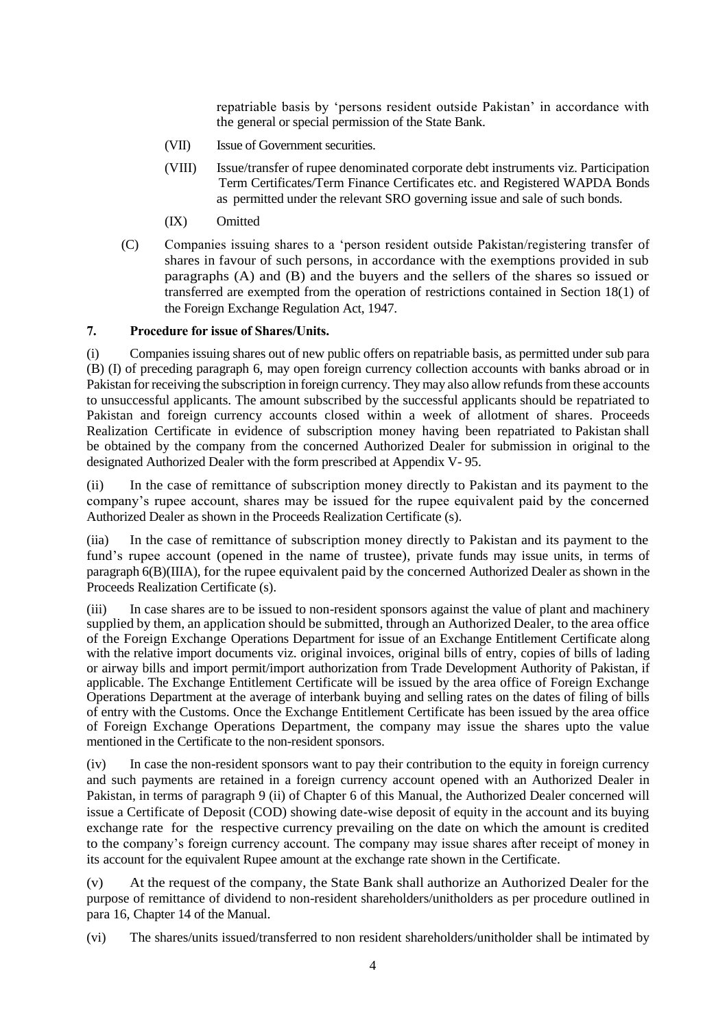repatriable basis by 'persons resident outside Pakistan' in accordance with the general or special permission of the State Bank.

(VII) Issue of Government securities.

(VIII) Issue/transfer of rupee denominated corporate debt instruments viz. Participation Term Certificates/Term Finance Certificates etc. and Registered WAPDA Bonds as permitted under the relevant SRO governing issue and sale of such bonds.

(IX) Omitted

(C) Companies issuing shares to a 'person resident outside Pakistan/registering transfer of shares in favour of such persons, in accordance with the exemptions provided in sub paragraphs (A) and (B) and the buyers and the sellers of the shares so issued or transferred are exempted from the operation of restrictions contained in Section 18(1) of the Foreign Exchange Regulation Act, 1947.

**7. Procedure for issue of Shares/Units.**

(i) Companies issuing shares out of new public offers on repatriable basis, as permitted under sub para (B) (I) of preceding paragraph 6, may open foreign currency collection accounts with banks abroad or in Pakistan for receiving the subscription in foreign currency. They may also allow refunds from these accounts to unsuccessful applicants. The amount subscribed by the successful applicants should be repatriated to Pakistan and foreign currency accounts closed within a week of allotment of shares. Proceeds Realization Certificate in evidence of subscription money having been repatriated to Pakistan shall be obtained by the company from the concerned Authorized Dealer for submission in original to the designated Authorized Dealer with the form prescribed at Appendix V- 95.

(ii) In the case of remittance of subscription money directly to Pakistan and its payment to the company's rupee account, shares may be issued for the rupee equivalent paid by the concerned Authorized Dealer as shown in the Proceeds Realization Certificate (s).

(iia) In the case of remittance of subscription money directly to Pakistan and its payment to the fund's rupee account (opened in the name of trustee), private funds may issue units, in terms of paragraph 6(B)(IIIA), for the rupee equivalent paid by the concerned Authorized Dealer as shown in the Proceeds Realization Certificate (s).

(iii) In case shares are to be issued to non-resident sponsors against the value of plant and machinery supplied by them, an application should be submitted, through an Authorized Dealer, to the area office of the Foreign Exchange Operations Department for issue of an Exchange Entitlement Certificate along with the relative import documents viz. original invoices, original bills of entry, copies of bills of lading or airway bills and import permit/import authorization from Trade Development Authority of Pakistan, if applicable. The Exchange Entitlement Certificate will be issued by the area office of Foreign Exchange Operations Department at the average of interbank buying and selling rates on the dates of filing of bills of entry with the Customs. Once the Exchange Entitlement Certificate has been issued by the area office of Foreign Exchange Operations Department, the company may issue the shares upto the value mentioned in the Certificate to the non-resident sponsors.

(iv) In case the non-resident sponsors want to pay their contribution to the equity in foreign currency and such payments are retained in a foreign currency account opened with an Authorized Dealer in Pakistan, in terms of paragraph 9 (ii) of Chapter 6 of this Manual, the Authorized Dealer concerned will issue a Certificate of Deposit (COD) showing date-wise deposit of equity in the account and its buying exchange rate for the respective currency prevailing on the date on which the amount is credited to the company's foreign currency account. The company may issue shares after receipt of money in its account for the equivalent Rupee amount at the exchange rate shown in the Certificate.

(v) At the request of the company, the State Bank shall authorize an Authorized Dealer for the purpose of remittance of dividend to non-resident shareholders/unitholders as per procedure outlined in para 16, Chapter 14 of the Manual.

(vi) The shares/units issued/transferred to non resident shareholders/unitholder shall be intimated by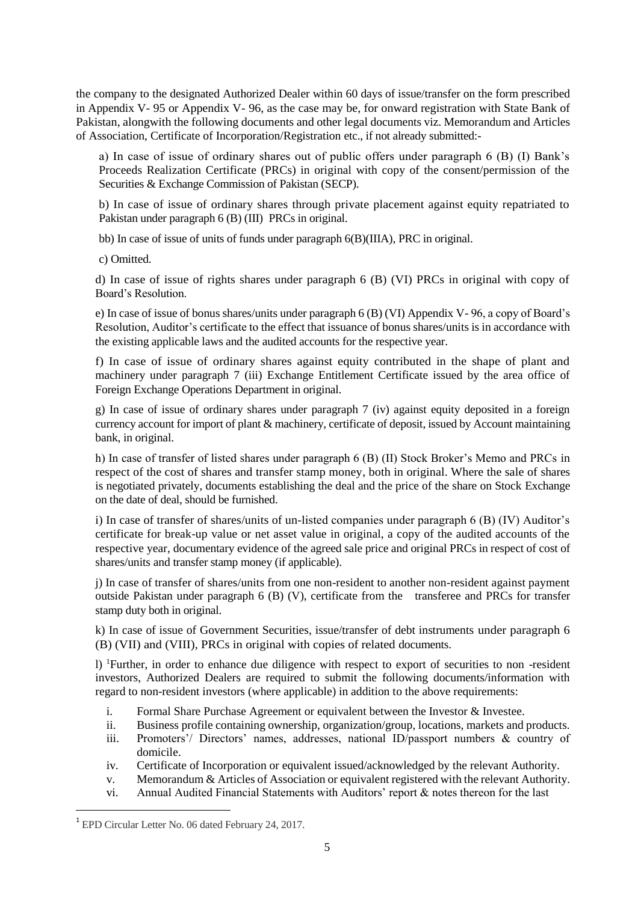the company to the designated Authorized Dealer within 60 days of issue/transfer on the form prescribed in Appendix V- 95 or Appendix V- 96, as the case may be, for onward registration with State Bank of Pakistan, alongwith the following documents and other legal documents viz. Memorandum and Articles of Association, Certificate of Incorporation/Registration etc., if not already submitted:-

a) In case of issue of ordinary shares out of public offers under paragraph 6 (B) (I) Bank's Proceeds Realization Certificate (PRCs) in original with copy of the consent/permission of the Securities & Exchange Commission of Pakistan (SECP).

b) In case of issue of ordinary shares through private placement against equity repatriated to Pakistan under paragraph 6 (B) (III) PRCs in original.

bb) In case of issue of units of funds under paragraph 6(B)(IIIA), PRC in original.

c) Omitted.

d) In case of issue of rights shares under paragraph 6 (B) (VI) PRCs in original with copy of Board's Resolution.

e) In case of issue of bonus shares/units under paragraph 6 (B) (VI) Appendix V- 96, a copy of Board's Resolution, Auditor's certificate to the effect that issuance of bonus shares/units is in accordance with the existing applicable laws and the audited accounts for the respective year.

f) In case of issue of ordinary shares against equity contributed in the shape of plant and machinery under paragraph 7 (iii) Exchange Entitlement Certificate issued by the area office of Foreign Exchange Operations Department in original.

g) In case of issue of ordinary shares under paragraph 7 (iv) against equity deposited in a foreign currency account for import of plant & machinery, certificate of deposit, issued by Account maintaining bank, in original.

h) In case of transfer of listed shares under paragraph 6 (B) (II) Stock Broker's Memo and PRCs in respect of the cost of shares and transfer stamp money, both in original. Where the sale of shares is negotiated privately, documents establishing the deal and the price of the share on Stock Exchange on the date of deal, should be furnished.

i) In case of transfer of shares/units of un-listed companies under paragraph 6 (B) (IV) Auditor's certificate for break-up value or net asset value in original, a copy of the audited accounts of the respective year, documentary evidence of the agreed sale price and original PRCs in respect of cost of shares/units and transfer stamp money (if applicable).

j) In case of transfer of shares/units from one non-resident to another non-resident against payment outside Pakistan under paragraph 6 (B) (V), certificate from the transferee and PRCs for transfer stamp duty both in original.

k) In case of issue of Government Securities, issue/transfer of debt instruments under paragraph 6 (B) (VII) and (VIII), PRCs in original with copies of related documents.

l) [1]Further, in order to enhance due diligence with respect to export of securities to non -resident investors, Authorized Dealers are required to submit the following documents/information with regard to non-resident investors (where applicable) in addition to the above requirements:

i. Formal Share Purchase Agreement or equivalent between the Investor & Investee.
ii. Business profile containing ownership, organization/group, locations, markets and products.
iii. Promoters'/ Directors' names, addresses, national ID/passport numbers & country of domicile.
iv. Certificate of Incorporation or equivalent issued/acknowledged by the relevant Authority.
v. Memorandum & Articles of Association or equivalent registered with the relevant Authority.
vi. Annual Audited Financial Statements with Auditors' report & notes thereon for the last

[1] EPD Circular Letter No. 06 dated February 24, 2017.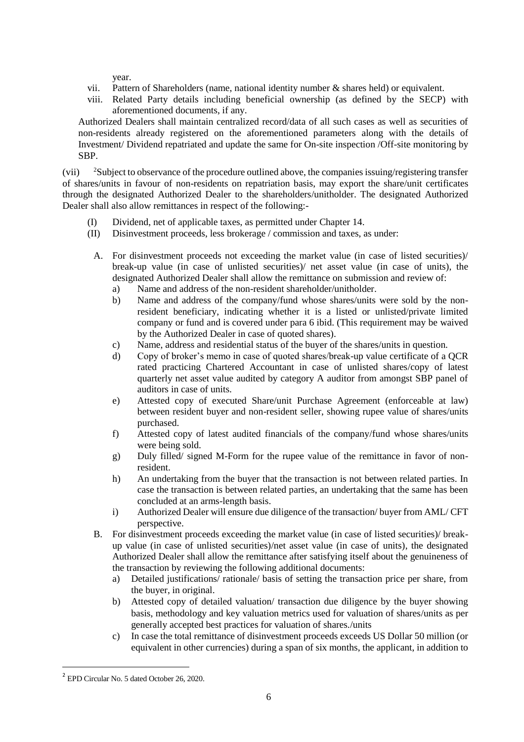year.

vii. Pattern of Shareholders (name, national identity number & shares held) or equivalent.

viii. Related Party details including beneficial ownership (as defined by the SECP) with aforementioned documents, if any.

Authorized Dealers shall maintain centralized record/data of all such cases as well as securities of non-residents already registered on the aforementioned parameters along with the details of Investment/ Dividend repatriated and update the same for On-site inspection /Off-site monitoring by SBP.

(vii) [2]Subject to observance of the procedure outlined above, the companies issuing/registering transfer of shares/units in favour of non-residents on repatriation basis, may export the share/unit certificates through the designated Authorized Dealer to the shareholders/unitholder. The designated Authorized Dealer shall also allow remittances in respect of the following:-

(I) Dividend, net of applicable taxes, as permitted under Chapter 14.

(II) Disinvestment proceeds, less brokerage / commission and taxes, as under:

A. For disinvestment proceeds not exceeding the market value (in case of listed securities)/ break-up value (in case of unlisted securities)/ net asset value (in case of units), the designated Authorized Dealer shall allow the remittance on submission and review of:

a) Name and address of the non-resident shareholder/unitholder.

b) Name and address of the company/fund whose shares/units were sold by the non-resident beneficiary, indicating whether it is a listed or unlisted/private limited company or fund and is covered under para 6 ibid. (This requirement may be waived by the Authorized Dealer in case of quoted shares).

c) Name, address and residential status of the buyer of the shares/units in question.

d) Copy of broker's memo in case of quoted shares/break-up value certificate of a QCR rated practicing Chartered Accountant in case of unlisted shares/copy of latest quarterly net asset value audited by category A auditor from amongst SBP panel of auditors in case of units.

e) Attested copy of executed Share/unit Purchase Agreement (enforceable at law) between resident buyer and non-resident seller, showing rupee value of shares/units purchased.

f) Attested copy of latest audited financials of the company/fund whose shares/units were being sold.

g) Duly filled/ signed M-Form for the rupee value of the remittance in favor of non-resident.

h) An undertaking from the buyer that the transaction is not between related parties. In case the transaction is between related parties, an undertaking that the same has been concluded at an arms-length basis.

i) Authorized Dealer will ensure due diligence of the transaction/ buyer from AML/ CFT perspective.

B. For disinvestment proceeds exceeding the market value (in case of listed securities)/ break-up value (in case of unlisted securities)/net asset value (in case of units), the designated Authorized Dealer shall allow the remittance after satisfying itself about the genuineness of the transaction by reviewing the following additional documents:

a) Detailed justifications/ rationale/ basis of setting the transaction price per share, from the buyer, in original.

b) Attested copy of detailed valuation/ transaction due diligence by the buyer showing basis, methodology and key valuation metrics used for valuation of shares/units as per generally accepted best practices for valuation of shares./units

c) In case the total remittance of disinvestment proceeds exceeds US Dollar 50 million (or equivalent in other currencies) during a span of six months, the applicant, in addition to

---

[2] EPD Circular No. 5 dated October 26, 2020.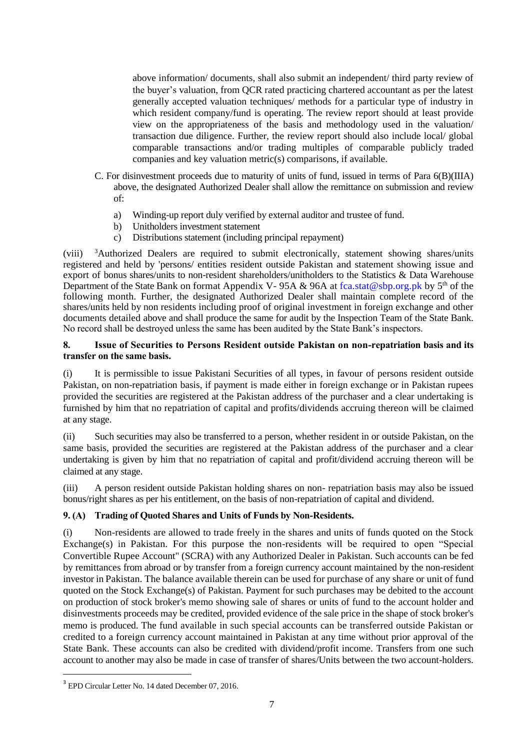above information/ documents, shall also submit an independent/ third party review of the buyer's valuation, from QCR rated practicing chartered accountant as per the latest generally accepted valuation techniques/ methods for a particular type of industry in which resident company/fund is operating. The review report should at least provide view on the appropriateness of the basis and methodology used in the valuation/ transaction due diligence. Further, the review report should also include local/ global comparable transactions and/or trading multiples of comparable publicly traded companies and key valuation metric(s) comparisons, if available.

C. For disinvestment proceeds due to maturity of units of fund, issued in terms of Para 6(B)(IIIA) above, the designated Authorized Dealer shall allow the remittance on submission and review of:

a) Winding-up report duly verified by external auditor and trustee of fund.
b) Unitholders investment statement
c) Distributions statement (including principal repayment)

(viii) [3]Authorized Dealers are required to submit electronically, statement showing shares/units registered and held by 'persons/ entities resident outside Pakistan and statement showing issue and export of bonus shares/units to non-resident shareholders/unitholders to the Statistics & Data Warehouse Department of the State Bank on format Appendix V- 95A & 96A at fca.stat@sbp.org.pk by 5th of the following month. Further, the designated Authorized Dealer shall maintain complete record of the shares/units held by non residents including proof of original investment in foreign exchange and other documents detailed above and shall produce the same for audit by the Inspection Team of the State Bank. No record shall be destroyed unless the same has been audited by the State Bank's inspectors.

**8. Issue of Securities to Persons Resident outside Pakistan on non-repatriation basis and its transfer on the same basis.**

(i) It is permissible to issue Pakistani Securities of all types, in favour of persons resident outside Pakistan, on non-repatriation basis, if payment is made either in foreign exchange or in Pakistan rupees provided the securities are registered at the Pakistan address of the purchaser and a clear undertaking is furnished by him that no repatriation of capital and profits/dividends accruing thereon will be claimed at any stage.

(ii) Such securities may also be transferred to a person, whether resident in or outside Pakistan, on the same basis, provided the securities are registered at the Pakistan address of the purchaser and a clear undertaking is given by him that no repatriation of capital and profit/dividend accruing thereon will be claimed at any stage.

(iii) A person resident outside Pakistan holding shares on non- repatriation basis may also be issued bonus/right shares as per his entitlement, on the basis of non-repatriation of capital and dividend.

**9. (A) Trading of Quoted Shares and Units of Funds by Non-Residents.**

(i) Non-residents are allowed to trade freely in the shares and units of funds quoted on the Stock Exchange(s) in Pakistan. For this purpose the non-residents will be required to open "Special Convertible Rupee Account" (SCRA) with any Authorized Dealer in Pakistan. Such accounts can be fed by remittances from abroad or by transfer from a foreign currency account maintained by the non-resident investor in Pakistan. The balance available therein can be used for purchase of any share or unit of fund quoted on the Stock Exchange(s) of Pakistan. Payment for such purchases may be debited to the account on production of stock broker's memo showing sale of shares or units of fund to the account holder and disinvestments proceeds may be credited, provided evidence of the sale price in the shape of stock broker's memo is produced. The fund available in such special accounts can be transferred outside Pakistan or credited to a foreign currency account maintained in Pakistan at any time without prior approval of the State Bank. These accounts can also be credited with dividend/profit income. Transfers from one such account to another may also be made in case of transfer of shares/Units between the two account-holders.

[3] EPD Circular Letter No. 14 dated December 07, 2016.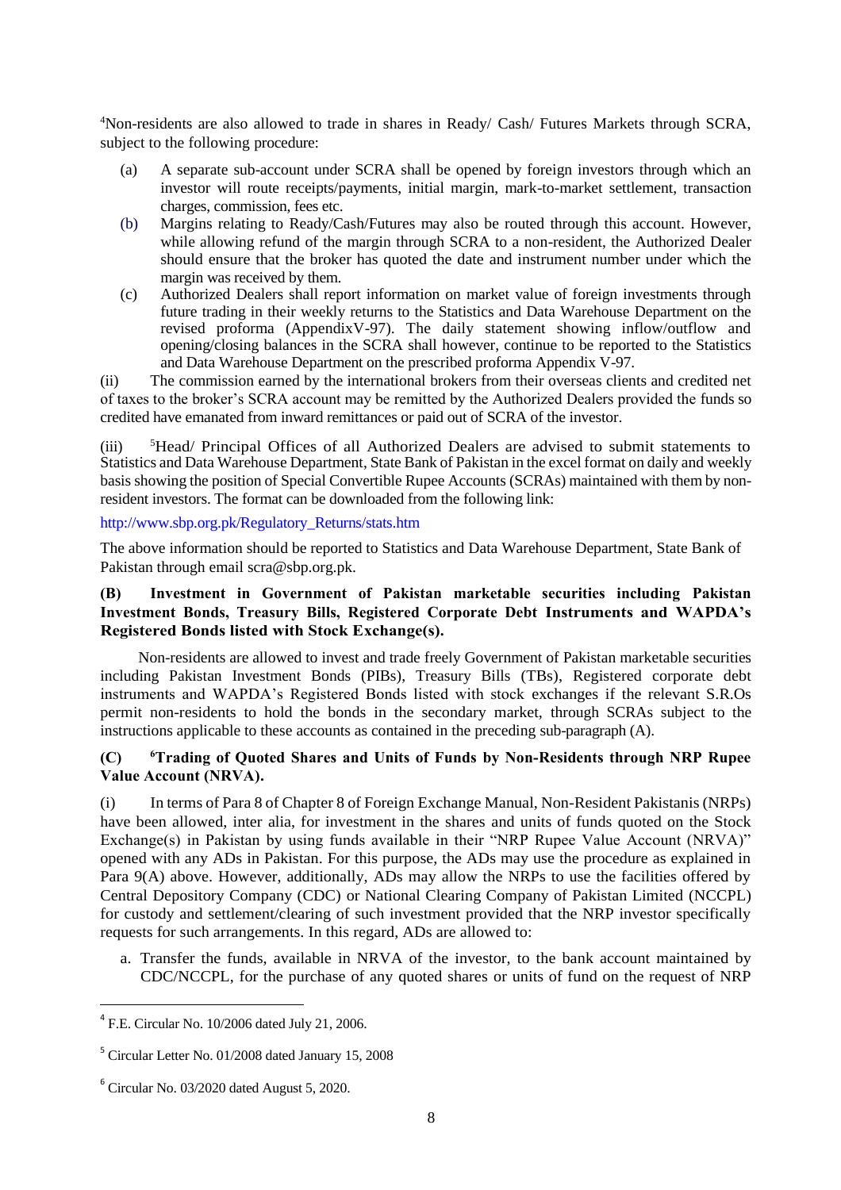[4]Non-residents are also allowed to trade in shares in Ready/ Cash/ Futures Markets through SCRA, subject to the following procedure:

(a) A separate sub-account under SCRA shall be opened by foreign investors through which an investor will route receipts/payments, initial margin, mark-to-market settlement, transaction charges, commission, fees etc.

(b) Margins relating to Ready/Cash/Futures may also be routed through this account. However, while allowing refund of the margin through SCRA to a non-resident, the Authorized Dealer should ensure that the broker has quoted the date and instrument number under which the margin was received by them.

(c) Authorized Dealers shall report information on market value of foreign investments through future trading in their weekly returns to the Statistics and Data Warehouse Department on the revised proforma (AppendixV-97). The daily statement showing inflow/outflow and opening/closing balances in the SCRA shall however, continue to be reported to the Statistics and Data Warehouse Department on the prescribed proforma Appendix V-97.

(ii) The commission earned by the international brokers from their overseas clients and credited net of taxes to the broker's SCRA account may be remitted by the Authorized Dealers provided the funds so credited have emanated from inward remittances or paid out of SCRA of the investor.

(iii) [5]Head/ Principal Offices of all Authorized Dealers are advised to submit statements to Statistics and Data Warehouse Department, State Bank of Pakistan in the excel format on daily and weekly basis showing the position of Special Convertible Rupee Accounts (SCRAs) maintained with them by non-resident investors. The format can be downloaded from the following link:

http://www.sbp.org.pk/Regulatory_Returns/stats.htm

The above information should be reported to Statistics and Data Warehouse Department, State Bank of Pakistan through email scra@sbp.org.pk.

**(B) Investment in Government of Pakistan marketable securities including Pakistan Investment Bonds, Treasury Bills, Registered Corporate Debt Instruments and WAPDA's Registered Bonds listed with Stock Exchange(s).**

Non-residents are allowed to invest and trade freely Government of Pakistan marketable securities including Pakistan Investment Bonds (PIBs), Treasury Bills (TBs), Registered corporate debt instruments and WAPDA's Registered Bonds listed with stock exchanges if the relevant S.R.Os permit non-residents to hold the bonds in the secondary market, through SCRAs subject to the instructions applicable to these accounts as contained in the preceding sub-paragraph (A).

**(C) [6]Trading of Quoted Shares and Units of Funds by Non-Residents through NRP Rupee Value Account (NRVA).**

(i) In terms of Para 8 of Chapter 8 of Foreign Exchange Manual, Non-Resident Pakistanis (NRPs) have been allowed, inter alia, for investment in the shares and units of funds quoted on the Stock Exchange(s) in Pakistan by using funds available in their "NRP Rupee Value Account (NRVA)" opened with any ADs in Pakistan. For this purpose, the ADs may use the procedure as explained in Para 9(A) above. However, additionally, ADs may allow the NRPs to use the facilities offered by Central Depository Company (CDC) or National Clearing Company of Pakistan Limited (NCCPL) for custody and settlement/clearing of such investment provided that the NRP investor specifically requests for such arrangements. In this regard, ADs are allowed to:

a. Transfer the funds, available in NRVA of the investor, to the bank account maintained by CDC/NCCPL, for the purchase of any quoted shares or units of fund on the request of NRP

---

[4] F.E. Circular No. 10/2006 dated July 21, 2006.

[5] Circular Letter No. 01/2008 dated January 15, 2008

[6] Circular No. 03/2020 dated August 5, 2020.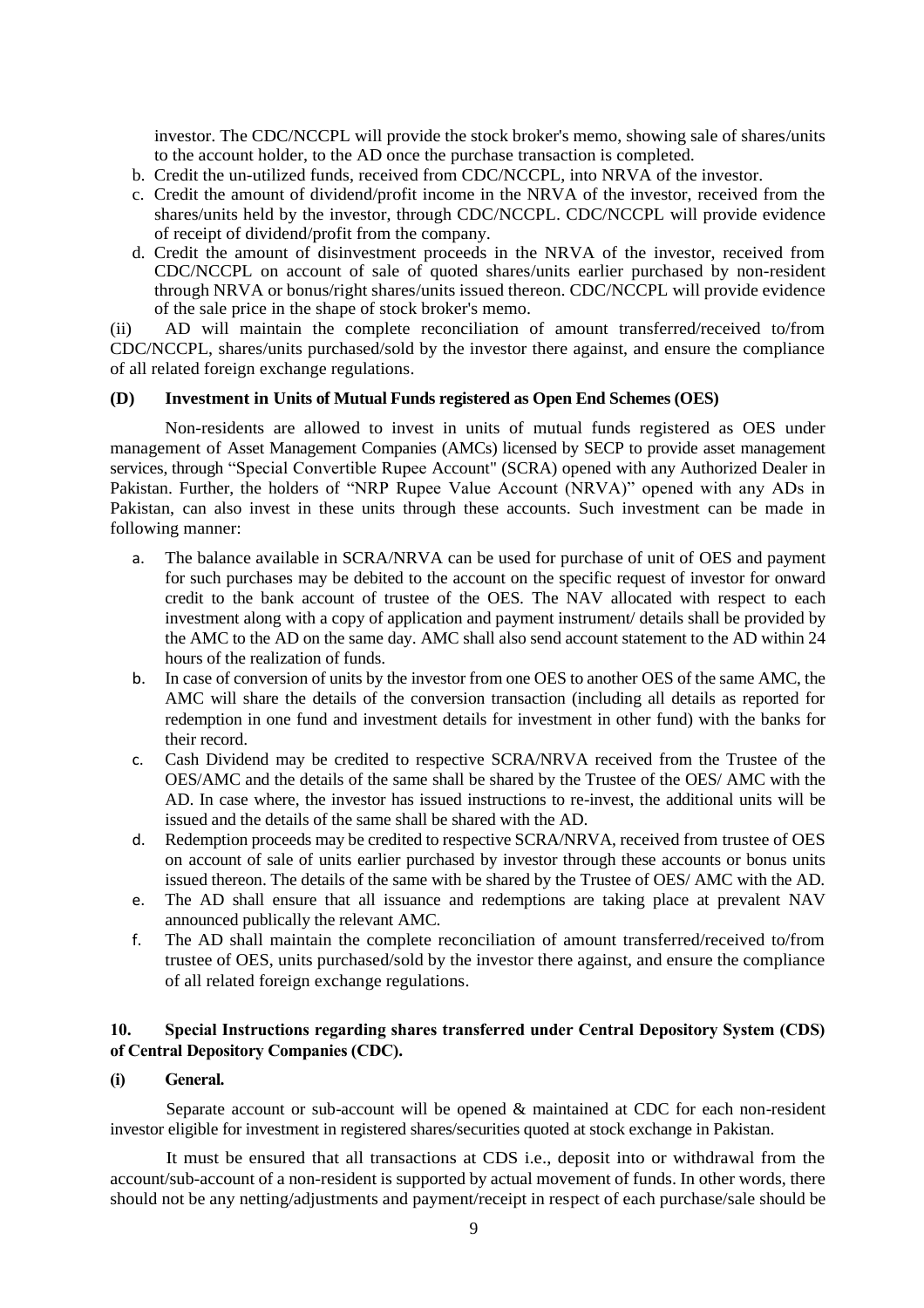investor. The CDC/NCCPL will provide the stock broker's memo, showing sale of shares/units to the account holder, to the AD once the purchase transaction is completed.

b. Credit the un-utilized funds, received from CDC/NCCPL, into NRVA of the investor.
c. Credit the amount of dividend/profit income in the NRVA of the investor, received from the shares/units held by the investor, through CDC/NCCPL. CDC/NCCPL will provide evidence of receipt of dividend/profit from the company.
d. Credit the amount of disinvestment proceeds in the NRVA of the investor, received from CDC/NCCPL on account of sale of quoted shares/units earlier purchased by non-resident through NRVA or bonus/right shares/units issued thereon. CDC/NCCPL will provide evidence of the sale price in the shape of stock broker's memo.

(ii) AD will maintain the complete reconciliation of amount transferred/received to/from CDC/NCCPL, shares/units purchased/sold by the investor there against, and ensure the compliance of all related foreign exchange regulations.

**(D) Investment in Units of Mutual Funds registered as Open End Schemes (OES)**

Non-residents are allowed to invest in units of mutual funds registered as OES under management of Asset Management Companies (AMCs) licensed by SECP to provide asset management services, through "Special Convertible Rupee Account" (SCRA) opened with any Authorized Dealer in Pakistan. Further, the holders of "NRP Rupee Value Account (NRVA)" opened with any ADs in Pakistan, can also invest in these units through these accounts. Such investment can be made in following manner:

a. The balance available in SCRA/NRVA can be used for purchase of unit of OES and payment for such purchases may be debited to the account on the specific request of investor for onward credit to the bank account of trustee of the OES. The NAV allocated with respect to each investment along with a copy of application and payment instrument/ details shall be provided by the AMC to the AD on the same day. AMC shall also send account statement to the AD within 24 hours of the realization of funds.
b. In case of conversion of units by the investor from one OES to another OES of the same AMC, the AMC will share the details of the conversion transaction (including all details as reported for redemption in one fund and investment details for investment in other fund) with the banks for their record.
c. Cash Dividend may be credited to respective SCRA/NRVA received from the Trustee of the OES/AMC and the details of the same shall be shared by the Trustee of the OES/ AMC with the AD. In case where, the investor has issued instructions to re-invest, the additional units will be issued and the details of the same shall be shared with the AD.
d. Redemption proceeds may be credited to respective SCRA/NRVA, received from trustee of OES on account of sale of units earlier purchased by investor through these accounts or bonus units issued thereon. The details of the same with be shared by the Trustee of OES/ AMC with the AD.
e. The AD shall ensure that all issuance and redemptions are taking place at prevalent NAV announced publically the relevant AMC.
f. The AD shall maintain the complete reconciliation of amount transferred/received to/from trustee of OES, units purchased/sold by the investor there against, and ensure the compliance of all related foreign exchange regulations.

**10. Special Instructions regarding shares transferred under Central Depository System (CDS) of Central Depository Companies (CDC).**

**(i) General.**

Separate account or sub-account will be opened & maintained at CDC for each non-resident investor eligible for investment in registered shares/securities quoted at stock exchange in Pakistan.

It must be ensured that all transactions at CDS i.e., deposit into or withdrawal from the account/sub-account of a non-resident is supported by actual movement of funds. In other words, there should not be any netting/adjustments and payment/receipt in respect of each purchase/sale should be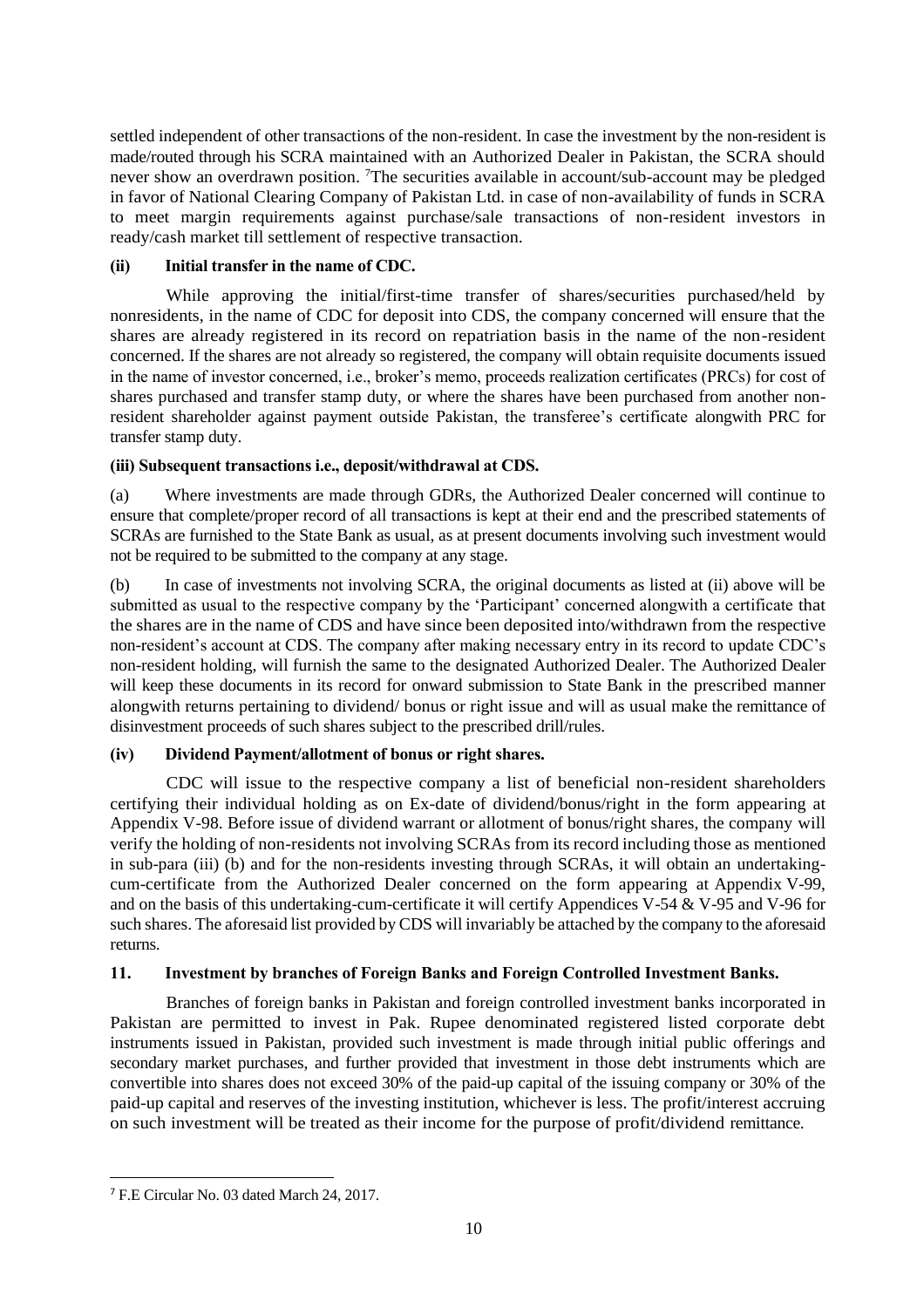settled independent of other transactions of the non-resident. In case the investment by the non-resident is made/routed through his SCRA maintained with an Authorized Dealer in Pakistan, the SCRA should never show an overdrawn position. [7]The securities available in account/sub-account may be pledged in favor of National Clearing Company of Pakistan Ltd. in case of non-availability of funds in SCRA to meet margin requirements against purchase/sale transactions of non-resident investors in ready/cash market till settlement of respective transaction.

**(ii) Initial transfer in the name of CDC.**

While approving the initial/first-time transfer of shares/securities purchased/held by nonresidents, in the name of CDC for deposit into CDS, the company concerned will ensure that the shares are already registered in its record on repatriation basis in the name of the non-resident concerned. If the shares are not already so registered, the company will obtain requisite documents issued in the name of investor concerned, i.e., broker's memo, proceeds realization certificates (PRCs) for cost of shares purchased and transfer stamp duty, or where the shares have been purchased from another non-resident shareholder against payment outside Pakistan, the transferee's certificate alongwith PRC for transfer stamp duty.

**(iii) Subsequent transactions i.e., deposit/withdrawal at CDS.**

(a) Where investments are made through GDRs, the Authorized Dealer concerned will continue to ensure that complete/proper record of all transactions is kept at their end and the prescribed statements of SCRAs are furnished to the State Bank as usual, as at present documents involving such investment would not be required to be submitted to the company at any stage.

(b) In case of investments not involving SCRA, the original documents as listed at (ii) above will be submitted as usual to the respective company by the 'Participant' concerned alongwith a certificate that the shares are in the name of CDS and have since been deposited into/withdrawn from the respective non-resident's account at CDS. The company after making necessary entry in its record to update CDC's non-resident holding, will furnish the same to the designated Authorized Dealer. The Authorized Dealer will keep these documents in its record for onward submission to State Bank in the prescribed manner alongwith returns pertaining to dividend/ bonus or right issue and will as usual make the remittance of disinvestment proceeds of such shares subject to the prescribed drill/rules.

**(iv) Dividend Payment/allotment of bonus or right shares.**

CDC will issue to the respective company a list of beneficial non-resident shareholders certifying their individual holding as on Ex-date of dividend/bonus/right in the form appearing at Appendix V-98. Before issue of dividend warrant or allotment of bonus/right shares, the company will verify the holding of non-residents not involving SCRAs from its record including those as mentioned in sub-para (iii) (b) and for the non-residents investing through SCRAs, it will obtain an undertaking-cum-certificate from the Authorized Dealer concerned on the form appearing at Appendix V-99, and on the basis of this undertaking-cum-certificate it will certify Appendices V-54 & V-95 and V-96 for such shares. The aforesaid list provided by CDS will invariably be attached by the company to the aforesaid returns.

## 11. Investment by branches of Foreign Banks and Foreign Controlled Investment Banks.

Branches of foreign banks in Pakistan and foreign controlled investment banks incorporated in Pakistan are permitted to invest in Pak. Rupee denominated registered listed corporate debt instruments issued in Pakistan, provided such investment is made through initial public offerings and secondary market purchases, and further provided that investment in those debt instruments which are convertible into shares does not exceed 30% of the paid-up capital of the issuing company or 30% of the paid-up capital and reserves of the investing institution, whichever is less. The profit/interest accruing on such investment will be treated as their income for the purpose of profit/dividend remittance.

[7] F.E Circular No. 03 dated March 24, 2017.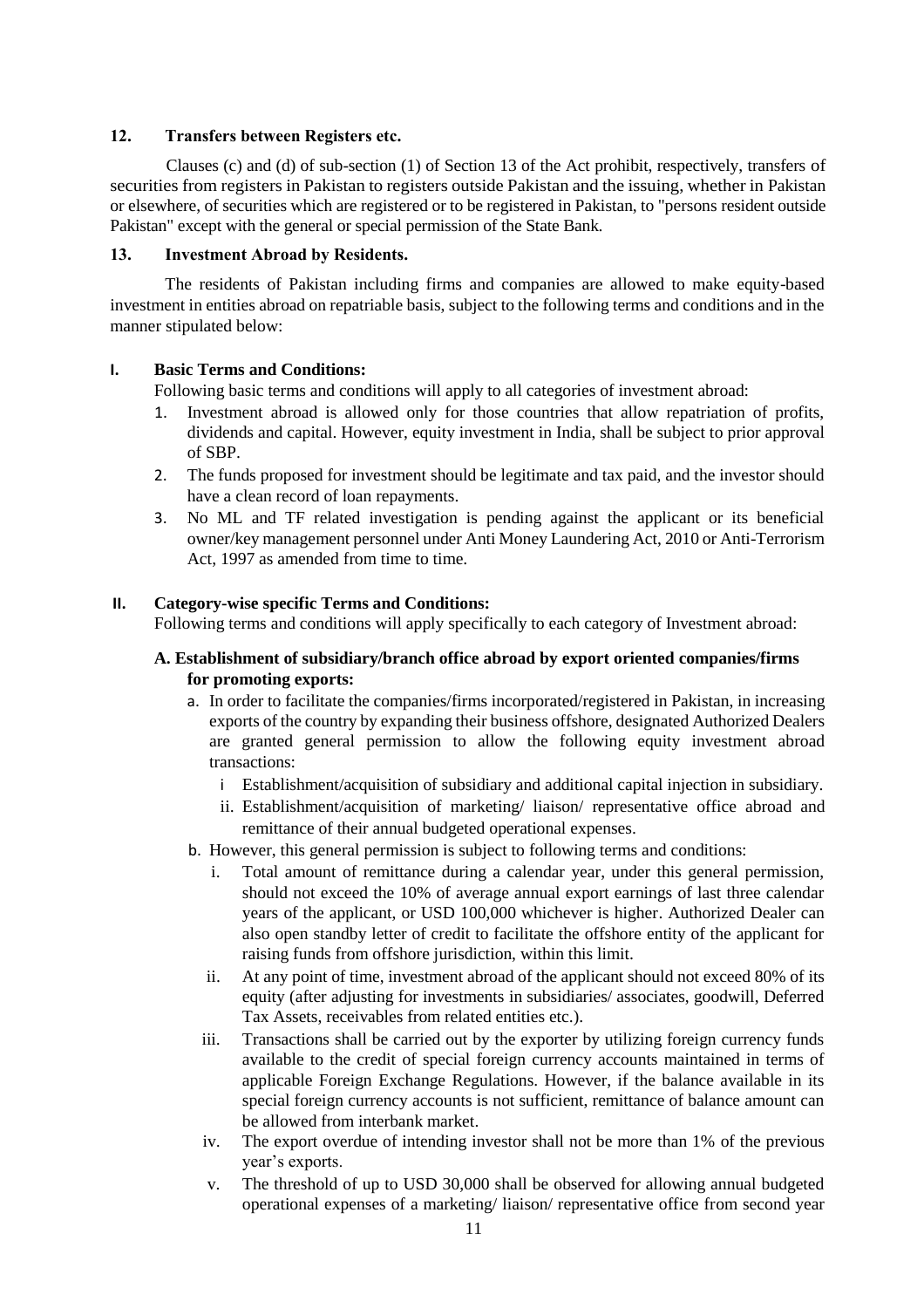## 12. Transfers between Registers etc.

Clauses (c) and (d) of sub-section (1) of Section 13 of the Act prohibit, respectively, transfers of securities from registers in Pakistan to registers outside Pakistan and the issuing, whether in Pakistan or elsewhere, of securities which are registered or to be registered in Pakistan, to "persons resident outside Pakistan" except with the general or special permission of the State Bank.

## 13. Investment Abroad by Residents.

The residents of Pakistan including firms and companies are allowed to make equity-based investment in entities abroad on repatriable basis, subject to the following terms and conditions and in the manner stipulated below:

### I. Basic Terms and Conditions:

Following basic terms and conditions will apply to all categories of investment abroad:

1. Investment abroad is allowed only for those countries that allow repatriation of profits, dividends and capital. However, equity investment in India, shall be subject to prior approval of SBP.
2. The funds proposed for investment should be legitimate and tax paid, and the investor should have a clean record of loan repayments.
3. No ML and TF related investigation is pending against the applicant or its beneficial owner/key management personnel under Anti Money Laundering Act, 2010 or Anti-Terrorism Act, 1997 as amended from time to time.

### II. Category-wise specific Terms and Conditions:

Following terms and conditions will apply specifically to each category of Investment abroad:

#### A. Establishment of subsidiary/branch office abroad by export oriented companies/firms for promoting exports:

a. In order to facilitate the companies/firms incorporated/registered in Pakistan, in increasing exports of the country by expanding their business offshore, designated Authorized Dealers are granted general permission to allow the following equity investment abroad transactions:
   - i Establishment/acquisition of subsidiary and additional capital injection in subsidiary.
   - ii. Establishment/acquisition of marketing/ liaison/ representative office abroad and remittance of their annual budgeted operational expenses.

b. However, this general permission is subject to following terms and conditions:
   - i. Total amount of remittance during a calendar year, under this general permission, should not exceed the 10% of average annual export earnings of last three calendar years of the applicant, or USD 100,000 whichever is higher. Authorized Dealer can also open standby letter of credit to facilitate the offshore entity of the applicant for raising funds from offshore jurisdiction, within this limit.
   - ii. At any point of time, investment abroad of the applicant should not exceed 80% of its equity (after adjusting for investments in subsidiaries/ associates, goodwill, Deferred Tax Assets, receivables from related entities etc.).
   - iii. Transactions shall be carried out by the exporter by utilizing foreign currency funds available to the credit of special foreign currency accounts maintained in terms of applicable Foreign Exchange Regulations. However, if the balance available in its special foreign currency accounts is not sufficient, remittance of balance amount can be allowed from interbank market.
   - iv. The export overdue of intending investor shall not be more than 1% of the previous year's exports.
   - v. The threshold of up to USD 30,000 shall be observed for allowing annual budgeted operational expenses of a marketing/ liaison/ representative office from second year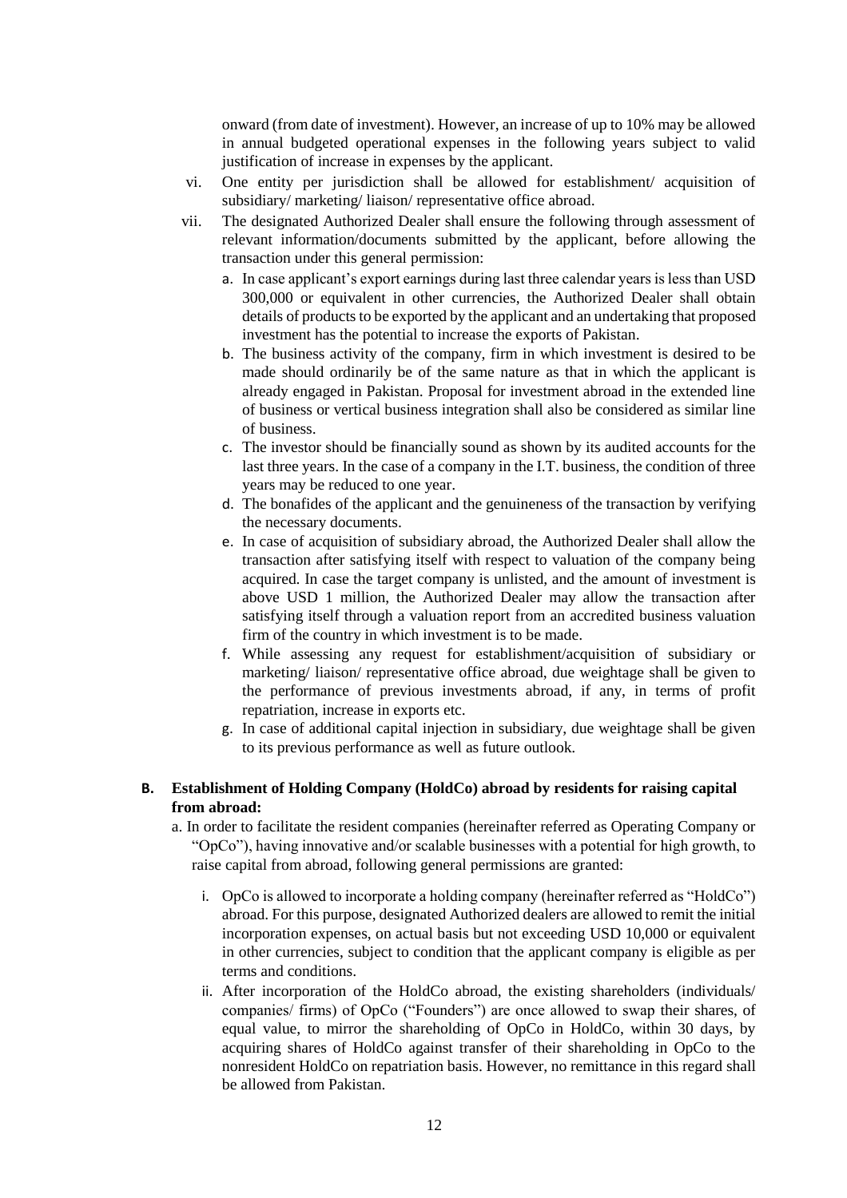onward (from date of investment). However, an increase of up to 10% may be allowed in annual budgeted operational expenses in the following years subject to valid justification of increase in expenses by the applicant.

vi. One entity per jurisdiction shall be allowed for establishment/ acquisition of subsidiary/ marketing/ liaison/ representative office abroad.

vii. The designated Authorized Dealer shall ensure the following through assessment of relevant information/documents submitted by the applicant, before allowing the transaction under this general permission:

   a. In case applicant's export earnings during last three calendar years is less than USD 300,000 or equivalent in other currencies, the Authorized Dealer shall obtain details of products to be exported by the applicant and an undertaking that proposed investment has the potential to increase the exports of Pakistan.

   b. The business activity of the company, firm in which investment is desired to be made should ordinarily be of the same nature as that in which the applicant is already engaged in Pakistan. Proposal for investment abroad in the extended line of business or vertical business integration shall also be considered as similar line of business.

   c. The investor should be financially sound as shown by its audited accounts for the last three years. In the case of a company in the I.T. business, the condition of three years may be reduced to one year.

   d. The bonafides of the applicant and the genuineness of the transaction by verifying the necessary documents.

   e. In case of acquisition of subsidiary abroad, the Authorized Dealer shall allow the transaction after satisfying itself with respect to valuation of the company being acquired. In case the target company is unlisted, and the amount of investment is above USD 1 million, the Authorized Dealer may allow the transaction after satisfying itself through a valuation report from an accredited business valuation firm of the country in which investment is to be made.

   f. While assessing any request for establishment/acquisition of subsidiary or marketing/ liaison/ representative office abroad, due weightage shall be given to the performance of previous investments abroad, if any, in terms of profit repatriation, increase in exports etc.

   g. In case of additional capital injection in subsidiary, due weightage shall be given to its previous performance as well as future outlook.

### B. Establishment of Holding Company (HoldCo) abroad by residents for raising capital from abroad:

a. In order to facilitate the resident companies (hereinafter referred as Operating Company or "OpCo"), having innovative and/or scalable businesses with a potential for high growth, to raise capital from abroad, following general permissions are granted:

   i. OpCo is allowed to incorporate a holding company (hereinafter referred as "HoldCo") abroad. For this purpose, designated Authorized dealers are allowed to remit the initial incorporation expenses, on actual basis but not exceeding USD 10,000 or equivalent in other currencies, subject to condition that the applicant company is eligible as per terms and conditions.

   ii. After incorporation of the HoldCo abroad, the existing shareholders (individuals/ companies/ firms) of OpCo ("Founders") are once allowed to swap their shares, of equal value, to mirror the shareholding of OpCo in HoldCo, within 30 days, by acquiring shares of HoldCo against transfer of their shareholding in OpCo to the nonresident HoldCo on repatriation basis. However, no remittance in this regard shall be allowed from Pakistan.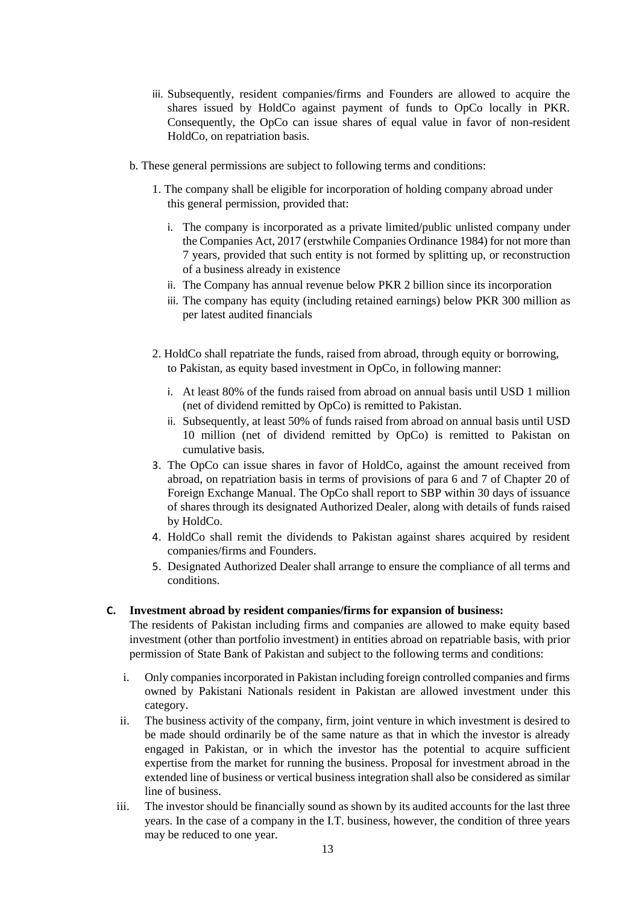iii. Subsequently, resident companies/firms and Founders are allowed to acquire the shares issued by HoldCo against payment of funds to OpCo locally in PKR. Consequently, the OpCo can issue shares of equal value in favor of non-resident HoldCo, on repatriation basis.

b. These general permissions are subject to following terms and conditions:

1. The company shall be eligible for incorporation of holding company abroad under this general permission, provided that:

   i. The company is incorporated as a private limited/public unlisted company under the Companies Act, 2017 (erstwhile Companies Ordinance 1984) for not more than 7 years, provided that such entity is not formed by splitting up, or reconstruction of a business already in existence
   
   ii. The Company has annual revenue below PKR 2 billion since its incorporation
   
   iii. The company has equity (including retained earnings) below PKR 300 million as per latest audited financials

2. HoldCo shall repatriate the funds, raised from abroad, through equity or borrowing, to Pakistan, as equity based investment in OpCo, in following manner:

   i. At least 80% of the funds raised from abroad on annual basis until USD 1 million (net of dividend remitted by OpCo) is remitted to Pakistan.
   
   ii. Subsequently, at least 50% of funds raised from abroad on annual basis until USD 10 million (net of dividend remitted by OpCo) is remitted to Pakistan on cumulative basis.

3. The OpCo can issue shares in favor of HoldCo, against the amount received from abroad, on repatriation basis in terms of provisions of para 6 and 7 of Chapter 20 of Foreign Exchange Manual. The OpCo shall report to SBP within 30 days of issuance of shares through its designated Authorized Dealer, along with details of funds raised by HoldCo.

4. HoldCo shall remit the dividends to Pakistan against shares acquired by resident companies/firms and Founders.

5. Designated Authorized Dealer shall arrange to ensure the compliance of all terms and conditions.

**C. Investment abroad by resident companies/firms for expansion of business:**

The residents of Pakistan including firms and companies are allowed to make equity based investment (other than portfolio investment) in entities abroad on repatriable basis, with prior permission of State Bank of Pakistan and subject to the following terms and conditions:

i. Only companies incorporated in Pakistan including foreign controlled companies and firms owned by Pakistani Nationals resident in Pakistan are allowed investment under this category.

ii. The business activity of the company, firm, joint venture in which investment is desired to be made should ordinarily be of the same nature as that in which the investor is already engaged in Pakistan, or in which the investor has the potential to acquire sufficient expertise from the market for running the business. Proposal for investment abroad in the extended line of business or vertical business integration shall also be considered as similar line of business.

iii. The investor should be financially sound as shown by its audited accounts for the last three years. In the case of a company in the I.T. business, however, the condition of three years may be reduced to one year.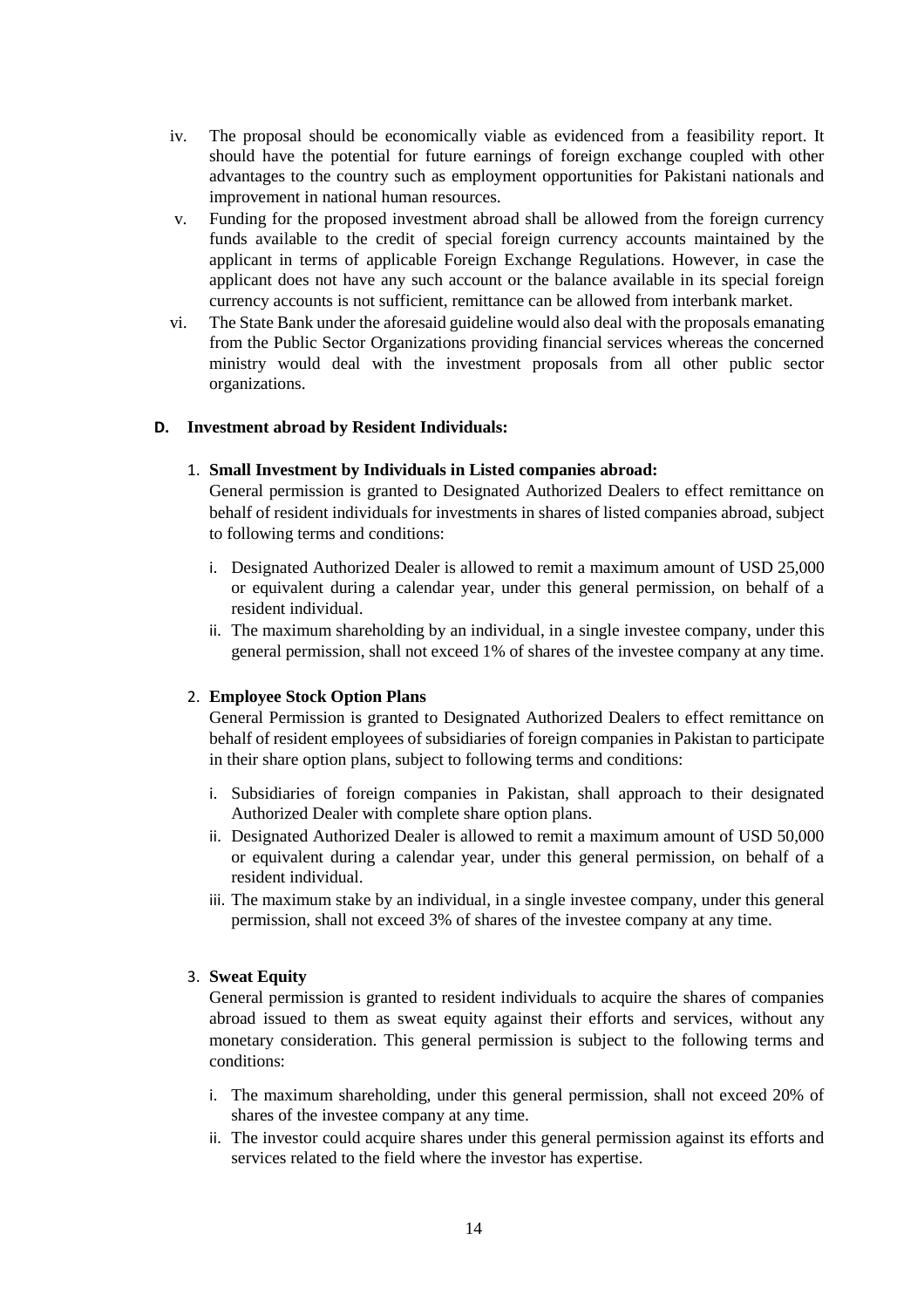iv. The proposal should be economically viable as evidenced from a feasibility report. It should have the potential for future earnings of foreign exchange coupled with other advantages to the country such as employment opportunities for Pakistani nationals and improvement in national human resources.

v. Funding for the proposed investment abroad shall be allowed from the foreign currency funds available to the credit of special foreign currency accounts maintained by the applicant in terms of applicable Foreign Exchange Regulations. However, in case the applicant does not have any such account or the balance available in its special foreign currency accounts is not sufficient, remittance can be allowed from interbank market.

vi. The State Bank under the aforesaid guideline would also deal with the proposals emanating from the Public Sector Organizations providing financial services whereas the concerned ministry would deal with the investment proposals from all other public sector organizations.

**D. Investment abroad by Resident Individuals:**

1. **Small Investment by Individuals in Listed companies abroad:**
General permission is granted to Designated Authorized Dealers to effect remittance on behalf of resident individuals for investments in shares of listed companies abroad, subject to following terms and conditions:

   i. Designated Authorized Dealer is allowed to remit a maximum amount of USD 25,000 or equivalent during a calendar year, under this general permission, on behalf of a resident individual.

   ii. The maximum shareholding by an individual, in a single investee company, under this general permission, shall not exceed 1% of shares of the investee company at any time.

2. **Employee Stock Option Plans**
General Permission is granted to Designated Authorized Dealers to effect remittance on behalf of resident employees of subsidiaries of foreign companies in Pakistan to participate in their share option plans, subject to following terms and conditions:

   i. Subsidiaries of foreign companies in Pakistan, shall approach to their designated Authorized Dealer with complete share option plans.

   ii. Designated Authorized Dealer is allowed to remit a maximum amount of USD 50,000 or equivalent during a calendar year, under this general permission, on behalf of a resident individual.

   iii. The maximum stake by an individual, in a single investee company, under this general permission, shall not exceed 3% of shares of the investee company at any time.

3. **Sweat Equity**
General permission is granted to resident individuals to acquire the shares of companies abroad issued to them as sweat equity against their efforts and services, without any monetary consideration. This general permission is subject to the following terms and conditions:

   i. The maximum shareholding, under this general permission, shall not exceed 20% of shares of the investee company at any time.

   ii. The investor could acquire shares under this general permission against its efforts and services related to the field where the investor has expertise.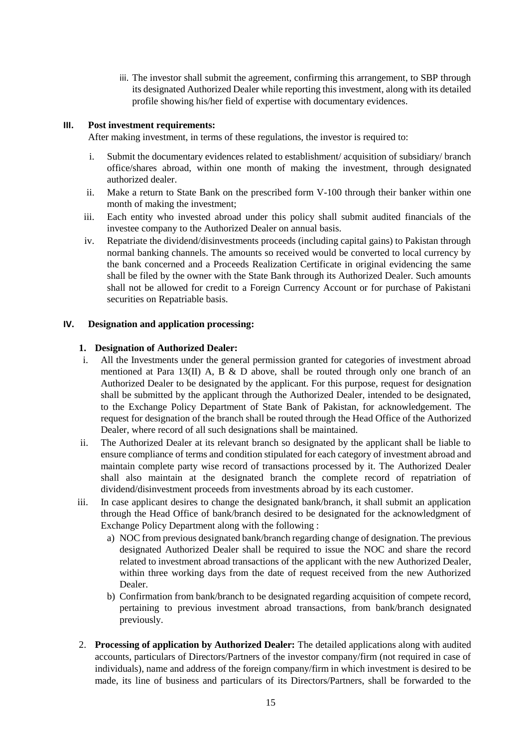iii. The investor shall submit the agreement, confirming this arrangement, to SBP through its designated Authorized Dealer while reporting this investment, along with its detailed profile showing his/her field of expertise with documentary evidences.

**III. Post investment requirements:**

After making investment, in terms of these regulations, the investor is required to:

i. Submit the documentary evidences related to establishment/ acquisition of subsidiary/ branch office/shares abroad, within one month of making the investment, through designated authorized dealer.

ii. Make a return to State Bank on the prescribed form V-100 through their banker within one month of making the investment;

iii. Each entity who invested abroad under this policy shall submit audited financials of the investee company to the Authorized Dealer on annual basis.

iv. Repatriate the dividend/disinvestments proceeds (including capital gains) to Pakistan through normal banking channels. The amounts so received would be converted to local currency by the bank concerned and a Proceeds Realization Certificate in original evidencing the same shall be filed by the owner with the State Bank through its Authorized Dealer. Such amounts shall not be allowed for credit to a Foreign Currency Account or for purchase of Pakistani securities on Repatriable basis.

**IV. Designation and application processing:**

**1. Designation of Authorized Dealer:**

i. All the Investments under the general permission granted for categories of investment abroad mentioned at Para 13(II) A, B & D above, shall be routed through only one branch of an Authorized Dealer to be designated by the applicant. For this purpose, request for designation shall be submitted by the applicant through the Authorized Dealer, intended to be designated, to the Exchange Policy Department of State Bank of Pakistan, for acknowledgement. The request for designation of the branch shall be routed through the Head Office of the Authorized Dealer, where record of all such designations shall be maintained.

ii. The Authorized Dealer at its relevant branch so designated by the applicant shall be liable to ensure compliance of terms and condition stipulated for each category of investment abroad and maintain complete party wise record of transactions processed by it. The Authorized Dealer shall also maintain at the designated branch the complete record of repatriation of dividend/disinvestment proceeds from investments abroad by its each customer.

iii. In case applicant desires to change the designated bank/branch, it shall submit an application through the Head Office of bank/branch desired to be designated for the acknowledgment of Exchange Policy Department along with the following :

a) NOC from previous designated bank/branch regarding change of designation. The previous designated Authorized Dealer shall be required to issue the NOC and share the record related to investment abroad transactions of the applicant with the new Authorized Dealer, within three working days from the date of request received from the new Authorized Dealer.

b) Confirmation from bank/branch to be designated regarding acquisition of compete record, pertaining to previous investment abroad transactions, from bank/branch designated previously.

2. **Processing of application by Authorized Dealer:** The detailed applications along with audited accounts, particulars of Directors/Partners of the investor company/firm (not required in case of individuals), name and address of the foreign company/firm in which investment is desired to be made, its line of business and particulars of its Directors/Partners, shall be forwarded to the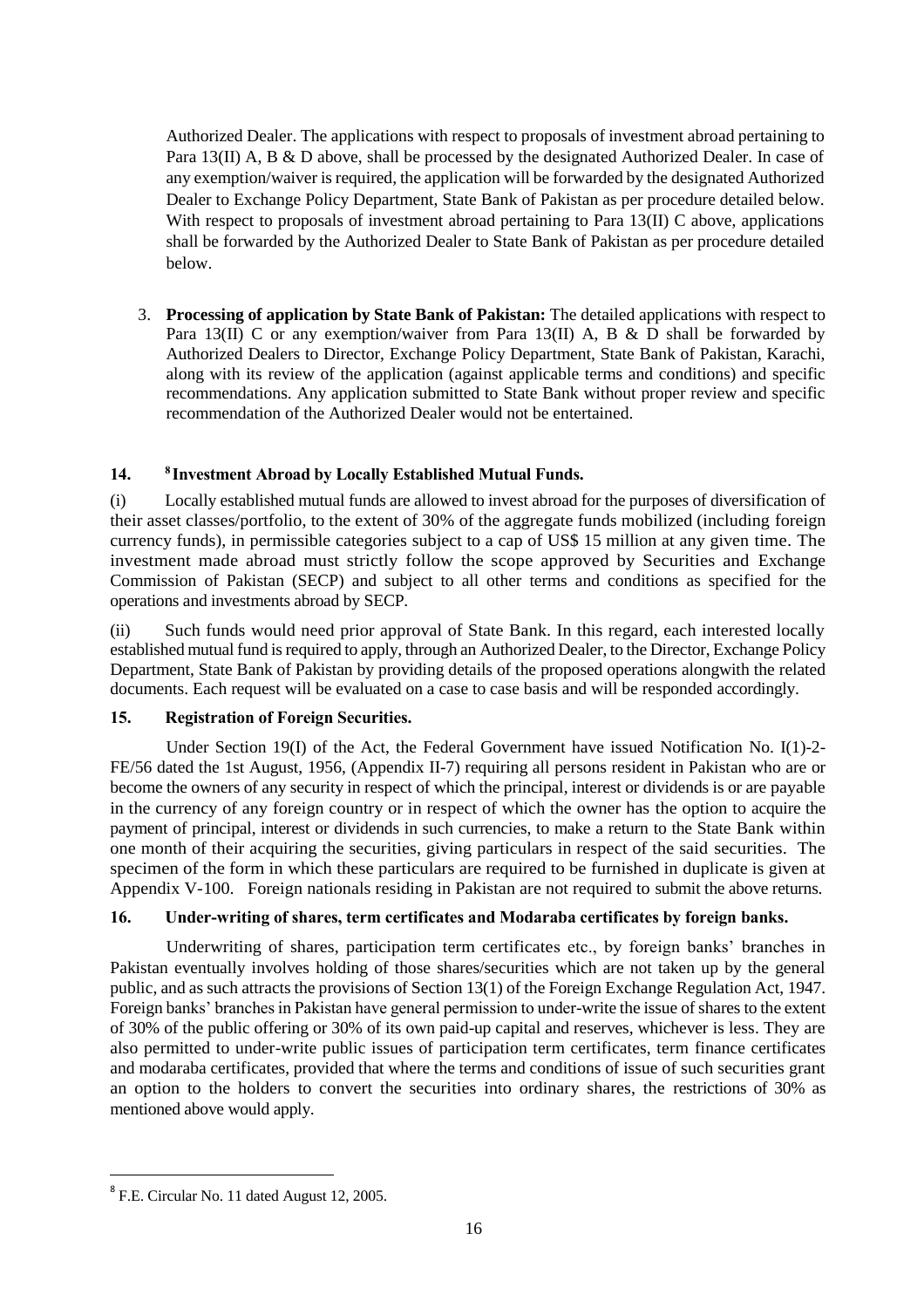Authorized Dealer. The applications with respect to proposals of investment abroad pertaining to Para 13(II) A, B & D above, shall be processed by the designated Authorized Dealer. In case of any exemption/waiver is required, the application will be forwarded by the designated Authorized Dealer to Exchange Policy Department, State Bank of Pakistan as per procedure detailed below. With respect to proposals of investment abroad pertaining to Para 13(II) C above, applications shall be forwarded by the Authorized Dealer to State Bank of Pakistan as per procedure detailed below.

3. **Processing of application by State Bank of Pakistan:** The detailed applications with respect to Para 13(II) C or any exemption/waiver from Para 13(II) A, B & D shall be forwarded by Authorized Dealers to Director, Exchange Policy Department, State Bank of Pakistan, Karachi, along with its review of the application (against applicable terms and conditions) and specific recommendations. Any application submitted to State Bank without proper review and specific recommendation of the Authorized Dealer would not be entertained.

### 14. [8] Investment Abroad by Locally Established Mutual Funds.

(i) Locally established mutual funds are allowed to invest abroad for the purposes of diversification of their asset classes/portfolio, to the extent of 30% of the aggregate funds mobilized (including foreign currency funds), in permissible categories subject to a cap of US$ 15 million at any given time. The investment made abroad must strictly follow the scope approved by Securities and Exchange Commission of Pakistan (SECP) and subject to all other terms and conditions as specified for the operations and investments abroad by SECP.

(ii) Such funds would need prior approval of State Bank. In this regard, each interested locally established mutual fund is required to apply, through an Authorized Dealer, to the Director, Exchange Policy Department, State Bank of Pakistan by providing details of the proposed operations alongwith the related documents. Each request will be evaluated on a case to case basis and will be responded accordingly.

### 15. Registration of Foreign Securities.

Under Section 19(I) of the Act, the Federal Government have issued Notification No. I(1)-2-FE/56 dated the 1st August, 1956, (Appendix II-7) requiring all persons resident in Pakistan who are or become the owners of any security in respect of which the principal, interest or dividends is or are payable in the currency of any foreign country or in respect of which the owner has the option to acquire the payment of principal, interest or dividends in such currencies, to make a return to the State Bank within one month of their acquiring the securities, giving particulars in respect of the said securities. The specimen of the form in which these particulars are required to be furnished in duplicate is given at Appendix V-100. Foreign nationals residing in Pakistan are not required to submit the above returns.

### 16. Under-writing of shares, term certificates and Modaraba certificates by foreign banks.

Underwriting of shares, participation term certificates etc., by foreign banks' branches in Pakistan eventually involves holding of those shares/securities which are not taken up by the general public, and as such attracts the provisions of Section 13(1) of the Foreign Exchange Regulation Act, 1947. Foreign banks' branches in Pakistan have general permission to under-write the issue of shares to the extent of 30% of the public offering or 30% of its own paid-up capital and reserves, whichever is less. They are also permitted to under-write public issues of participation term certificates, term finance certificates and modaraba certificates, provided that where the terms and conditions of issue of such securities grant an option to the holders to convert the securities into ordinary shares, the restrictions of 30% as mentioned above would apply.

---

[8] F.E. Circular No. 11 dated August 12, 2005.